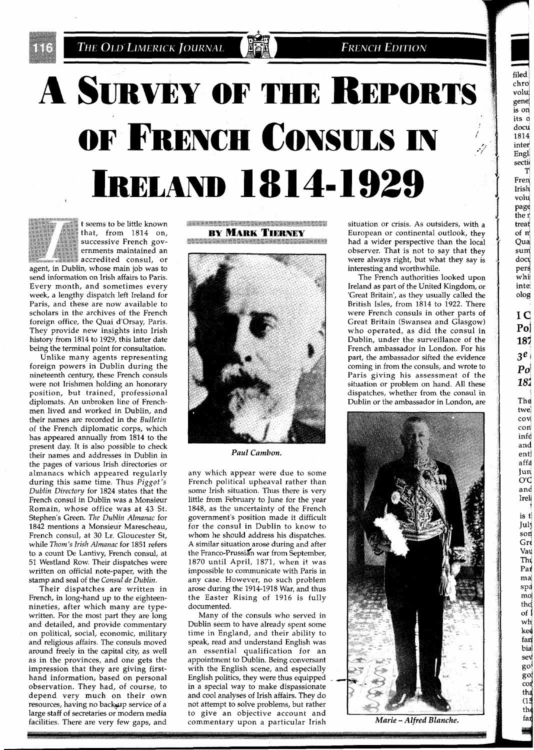# A Survey of the Reports of French Consuls in Ireland 1814-1929

**By Mark Tierney**

It seems to be little known that, from 1814 on, successive French governments maintained an accredited consul, or agent, in Dublin, whose main job was to send information on Irish affairs to Paris. Every month, and sometimes every week, a lengthy dispatch left Ireland for Paris, and these are now available to scholars in the archives of the French foreign office, the Quai d'Orsay, Paris. They provide new insights into Irish history from 1814 to 1929, this latter date being the terminal point for consultation.

Unlike many agents representing foreign powers in Dublin during the nineteenth century, these French consuls were not Irishmen holding an honorary position, but trained, professional diplomats. An unbroken line of Frenchmen lived and worked in Dublin, and their names are recorded in the *Bulletin* of the French diplomatic corps, which has appeared annually from 1814 to the present day. It is also possible to check their names and addresses in Dublin in the pages of various Irish directories or almanacs which appeared regularly during this same time. Thus *Piggot's Dublin Directory* for 1824 states that the French consul in Dublin was a Monsieur Romain, whose office was at 43 St. Stephen's Green. *The Dublin Almanac* for 1842 mentions a Monsieur Marescheau, French consul, at 30 Lr. Gloucester St, while *Thom's Irish Almanac* for 1851 refers to a count De Lantivy, French consul, at 51 Westland Row. Their dispatches were written on official note-paper, with the stamp and seal of the *Consul de Dublin*.

Their dispatches are written in French, in long-hand up to the eighteen-nineties, after which many are type-written. For the most part they are long and detailed, and provide commentary on political, social, economic, military and religious affairs. The consuls moved around freely in the capital city, as well as in the provinces, and one gets the impression that they are giving first-hand information, based on personal observation. They had, of course, to depend very much on their own resources, having no back-up service of a large staff of secretaries or modern media facilities. There are very few gaps, and any which appear were due to some French political upheaval rather than some Irish situation. Thus there is very little from February to June for the year 1848, as the uncertainty of the French government's position made it difficult for the consul in Dublin to know to whom he should address his dispatches. A similar situation arose during and after the Franco-Prussian war from September, 1870 until April, 1871, when it was impossible to communicate with Paris in any case. However, no such problem arose during the 1914-1918 War, and thus the Easter Rising of 1916 is fully documented.

*Paul Cambon.*

Many of the consuls who served in Dublin seem to have already spent some time in England, and their ability to speak, read and understand English was an essential qualification for an appointment to Dublin. Being conversant with the English scene, and especially English politics, they were thus equipped in a special way to make dispassionate and cool analyses of Irish affairs. They do not attempt to solve problems, but rather to give an objective account and commentary upon a particular Irish situation or crisis. As outsiders, with a European or continental outlook, they had a wider perspective than the local observer. That is not to say that they were always right, but what they say is interesting and worthwhile.

The French authorities looked upon Ireland as part of the United Kingdom, or 'Great Britain', as they usually called the British Isles, from 1814 to 1922. There were French consuls in other parts of Great Britain (Swansea and Glasgow) who operated, as did the consul in Dublin, under the surveillance of the French ambassador in London. For his part, the ambassador sifted the evidence coming in from the consuls, and wrote to Paris giving his assessment of the situation or problem on hand. All these dispatches, whether from the consul in Dublin or the ambassador in London, are

*Marie – Alfred Blanche.*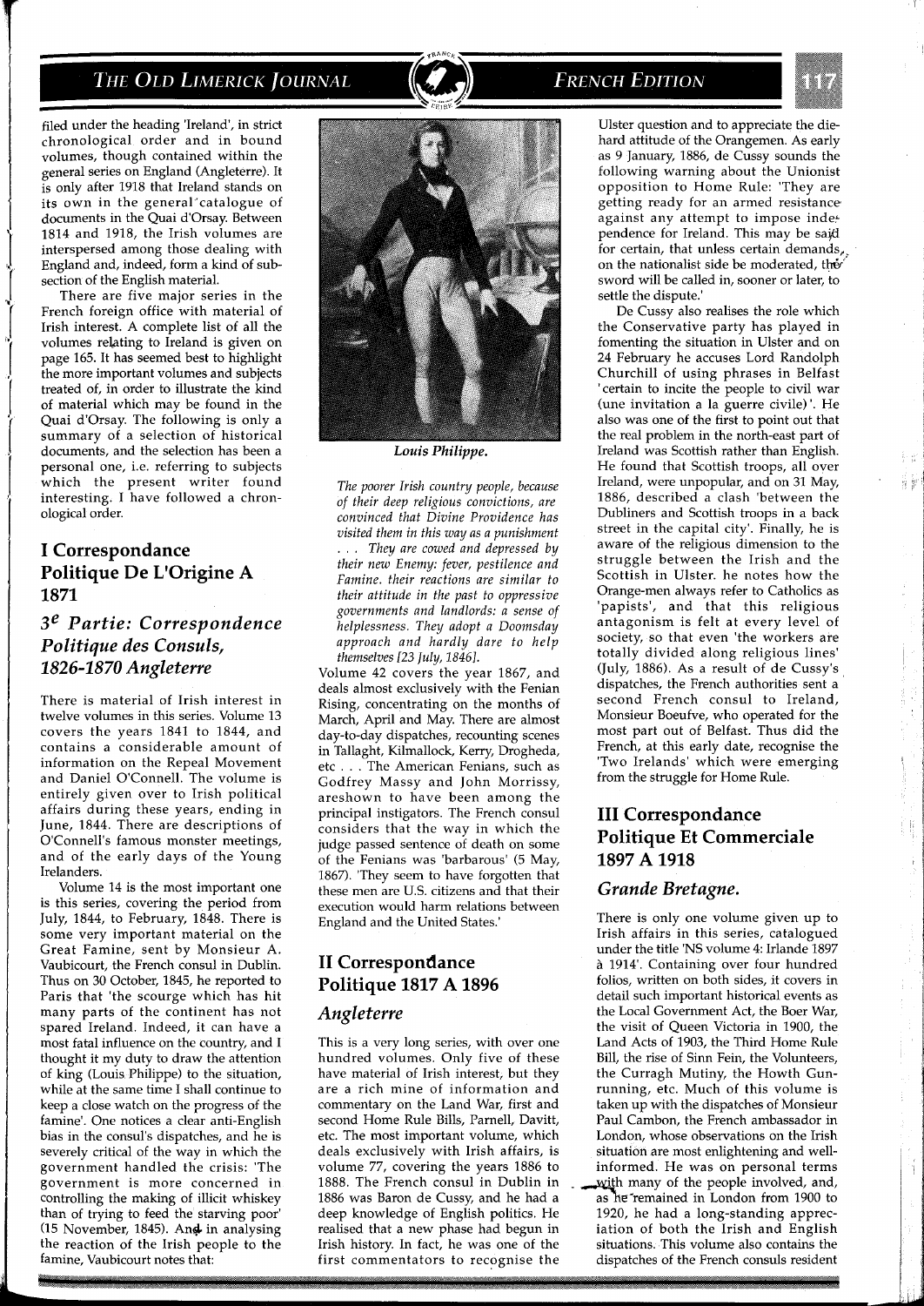filed under the heading 'Ireland', in strict chronological order and in bound volumes, though contained within the general series on England (Angleterre). It is only after 1918 that Ireland stands on its own in the general catalogue of documents in the Quai d'Orsay. Between 1814 and 1918, the Irish volumes are interspersed among those dealing with England and, indeed, form a kind of sub-section of the English material.

There are five major series in the French foreign office with material of Irish interest. A complete list of all the volumes relating to Ireland is given on page 165. It has seemed best to highlight the more important volumes and subjects treated of, in order to illustrate the kind of material which may be found in the Quai d'Orsay. The following is only a summary of a selection of historical documents, and the selection has been a personal one, i.e. referring to subjects which the present writer found interesting. I have followed a chronological order.

## I Correspondance Politique De L'Origine A 1871

### 3e Partie: Correspondence Politique des Consuls, 1826-1870 Angleterre

There is material of Irish interest in twelve volumes in this series. Volume 13 covers the years 1841 to 1844, and contains a considerable amount of information on the Repeal Movement and Daniel O'Connell. The volume is entirely given over to Irish political affairs during these years, ending in June, 1844. There are descriptions of O'Connell's famous monster meetings, and of the early days of the Young Irelanders.

Volume 14 is the most important one is this series, covering the period from July, 1844, to February, 1848. There is some very important material on the Great Famine, sent by Monsieur A. Vaubicourt, the French consul in Dublin. Thus on 30 October, 1845, he reported to Paris that 'the scourge which has hit many parts of the continent has not spared Ireland. Indeed, it can have a most fatal influence on the country, and I thought it my duty to draw the attention of king (Louis Philippe) to the situation, while at the same time I shall continue to keep a close watch on the progress of the famine'. One notices a clear anti-English bias in the consul's dispatches, and he is severely critical of the way in which the government handled the crisis: 'The government is more concerned in controlling the making of illicit whiskey than of trying to feed the starving poor' (15 November, 1845). And in analysing the reaction of the Irish people to the famine, Vaubicourt notes that:

*Louis Philippe.*

*The poorer Irish country people, because of their deep religious convictions, are convinced that Divine Providence has visited them in this way as a punishment . . . They are cowed and depressed by their new Enemy: fever, pestilence and Famine. their reactions are similar to their attitude in the past to oppressive governments and landlords: a sense of helplessness. They adopt a Doomsday approach and hardly dare to help themselves [23 July, 1846].*

Volume 42 covers the year 1867, and deals almost exclusively with the Fenian Rising, concentrating on the months of March, April and May. There are almost day-to-day dispatches, recounting scenes in Tallaght, Kilmallock, Kerry, Drogheda, etc . . . The American Fenians, such as Godfrey Massy and John Morrissy, areshown to have been among the principal instigators. The French consul considers that the way in which the judge passed sentence of death on some of the Fenians was 'barbarous' (5 May, 1867). 'They seem to have forgotten that these men are U.S. citizens and that their execution would harm relations between England and the United States.'

## II Correspondance Politique 1817 A 1896

### Angleterre

This is a very long series, with over one hundred volumes. Only five of these have material of Irish interest, but they are a rich mine of information and commentary on the Land War, first and second Home Rule Bills, Parnell, Davitt, etc. The most important volume, which deals exclusively with Irish affairs, is volume 77, covering the years 1886 to 1888. The French consul in Dublin in 1886 was Baron de Cussy, and he had a deep knowledge of English politics. He realised that a new phase had begun in Irish history. In fact, he was one of the first commentators to recognise the Ulster question and to appreciate the die-hard attitude of the Orangemen. As early as 9 January, 1886, de Cussy sounds the following warning about the Unionist opposition to Home Rule: 'They are getting ready for an armed resistance against any attempt to impose independence for Ireland. This may be said for certain, that unless certain demands, on the nationalist side be moderated, the sword will be called in, sooner or later, to settle the dispute.'

De Cussy also realises the role which the Conservative party has played in fomenting the situation in Ulster and on 24 February he accuses Lord Randolph Churchill of using phrases in Belfast 'certain to incite the people to civil war (une invitation a la guerre civile)'. He also was one of the first to point out that the real problem in the north-east part of Ireland was Scottish rather than English. He found that Scottish troops, all over Ireland, were unpopular, and on 31 May, 1886, described a clash 'between the Dubliners and Scottish troops in a back street in the capital city'. Finally, he is aware of the religious dimension to the struggle between the Irish and the Scottish in Ulster. he notes how the Orange-men always refer to Catholics as 'papists', and that this religious antagonism is felt at every level of society, so that even 'the workers are totally divided along religious lines' (July, 1886). As a result of de Cussy's dispatches, the French authorities sent a second French consul to Ireland, Monsieur Boeufve, who operated for the most part out of Belfast. Thus did the French, at this early date, recognise the 'Two Irelands' which were emerging from the struggle for Home Rule.

## III Correspondance Politique Et Commerciale 1897 A 1918

### Grande Bretagne.

There is only one volume given up to Irish affairs in this series, catalogued under the title 'NS volume 4: Irlande 1897 à 1914'. Containing over four hundred folios, written on both sides, it covers in detail such important historical events as the Local Government Act, the Boer War, the visit of Queen Victoria in 1900, the Land Acts of 1903, the Third Home Rule Bill, the rise of Sinn Fein, the Volunteers, the Curragh Mutiny, the Howth Gun-running, etc. Much of this volume is taken up with the dispatches of Monsieur Paul Cambon, the French ambassador in London, whose observations on the Irish situation are most enlightening and well-informed. He was on personal terms with many of the people involved, and, as he remained in London from 1900 to 1920, he had a long-standing appreciation of both the Irish and English situations. This volume also contains the dispatches of the French consuls resident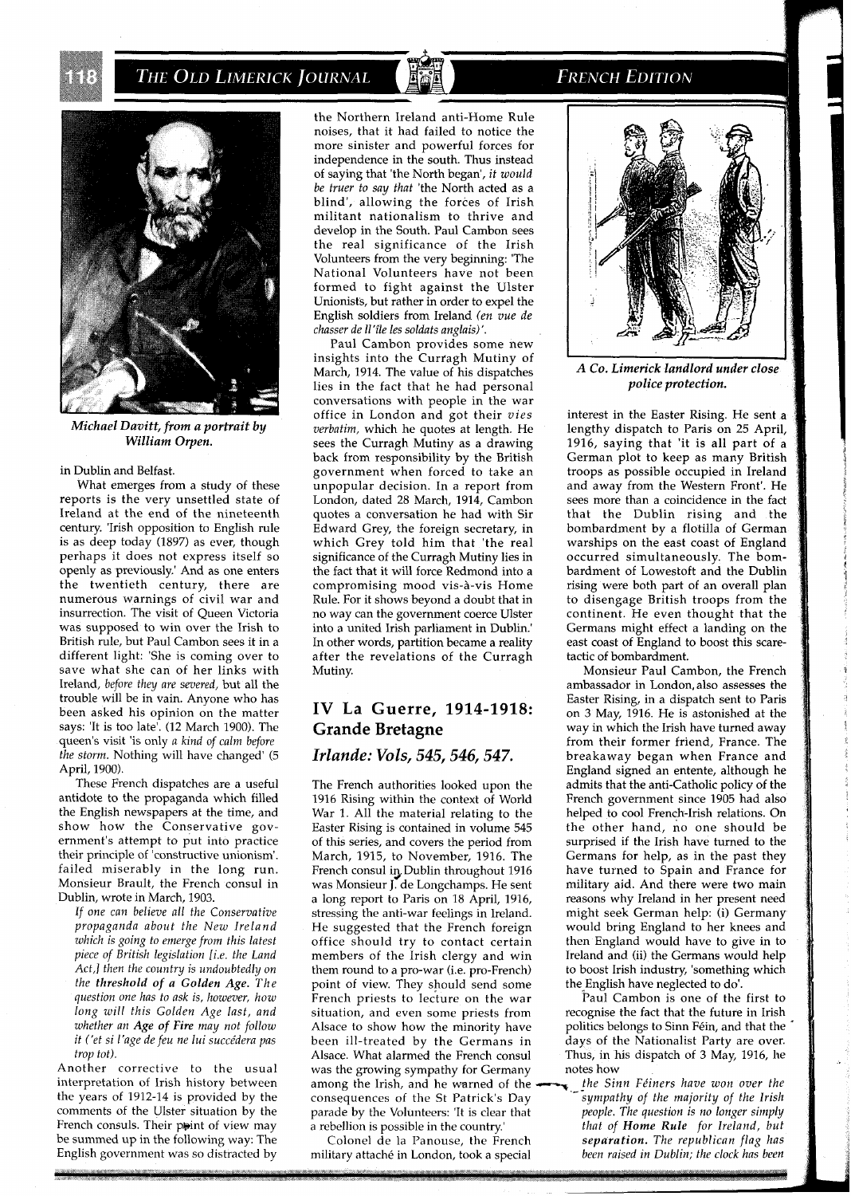*Michael Davitt, from a portrait by William Orpen.*

in Dublin and Belfast.

What emerges from a study of these reports is the very unsettled state of Ireland at the end of the nineteenth century. 'Irish opposition to English rule is as deep today (1897) as ever, though perhaps it does not express itself so openly as previously.' And as one enters the twentieth century, there are numerous warnings of civil war and insurrection. The visit of Queen Victoria was supposed to win over the Irish to British rule, but Paul Cambon sees it in a different light: 'She is coming over to save what she can of her links with Ireland, *before they are severed*, but all the trouble will be in vain. Anyone who has been asked his opinion on the matter says: 'It is too late'. (12 March 1900). The queen's visit 'is only *a kind of calm before the storm*. Nothing will have changed' (5 April, 1900).

These French dispatches are a useful antidote to the propaganda which filled the English newspapers at the time, and show how the Conservative government's attempt to put into practice their principle of 'constructive unionism'. failed miserably in the long run. Monsieur Brault, the French consul in Dublin, wrote in March, 1903.

> *If one can believe all the Conservative propaganda about the New Ireland which is going to emerge from this latest piece of British legislation [i.e. the Land Act,] then the country is undoubtedly on the* **threshold of a Golden Age.** *The question one has to ask is, however, how long will this Golden Age last, and whether an* **Age of Fire** *may not follow it ('et si l'age de feu ne lui succèdera pas trop tot).*

Another corrective to the usual interpretation of Irish history between the years of 1912-14 is provided by the comments of the Ulster situation by the French consuls. Their point of view may be summed up in the following way: The English government was so distracted by the Northern Ireland anti-Home Rule noises, that it had failed to notice the more sinister and powerful forces for independence in the south. Thus instead of saying that 'the North began', *it would be truer to say that* 'the North acted as a blind', allowing the forces of Irish militant nationalism to thrive and develop in the South. Paul Cambon sees the real significance of the Irish Volunteers from the very beginning: 'The National Volunteers have not been formed to fight against the Ulster Unionists, but rather in order to expel the English soldiers from Ireland *(en vue de chasser de ll'île les soldats anglais)'.*

Paul Cambon provides some new insights into the Curragh Mutiny of March, 1914. The value of his dispatches lies in the fact that he had personal conversations with people in the war office in London and got their *vies verbatim*, which he quotes at length. He sees the Curragh Mutiny as a drawing back from responsibility by the British government when forced to take an unpopular decision. In a report from London, dated 28 March, 1914, Cambon quotes a conversation he had with Sir Edward Grey, the foreign secretary, in which Grey told him that 'the real significance of the Curragh Mutiny lies in the fact that it will force Redmond into a compromising mood vis-à-vis Home Rule. For it shows beyond a doubt that in no way can the government coerce Ulster into a united Irish parliament in Dublin.' In other words, partition became a reality after the revelations of the Curragh Mutiny.

## IV La Guerre, 1914-1918: Grande Bretagne

### *Irlande: Vols, 545, 546, 547.*

The French authorities looked upon the 1916 Rising within the context of World War 1. All the material relating to the Easter Rising is contained in volume 545 of this series, and covers the period from March, 1915, to November, 1916. The French consul in Dublin throughout 1916 was Monsieur J. de Longchamps. He sent a long report to Paris on 18 April, 1916, stressing the anti-war feelings in Ireland. He suggested that the French foreign office should try to contact certain members of the Irish clergy and win them round to a pro-war (i.e. pro-French) point of view. They should send some French priests to lecture on the war situation, and even some priests from Alsace to show how the minority have been ill-treated by the Germans in Alsace. What alarmed the French consul was the growing sympathy for Germany among the Irish, and he warned of the consequences of the St Patrick's Day parade by the Volunteers: 'It is clear that a rebellion is possible in the country.'

Colonel de la Panouse, the French military attaché in London, took a special interest in the Easter Rising. He sent a lengthy dispatch to Paris on 25 April, 1916, saying that 'it is all part of a German plot to keep as many British troops as possible occupied in Ireland and away from the Western Front'. He sees more than a coincidence in the fact that the Dublin rising and the bombardment by a flotilla of German warships on the east coast of England occurred simultaneously. The bombardment of Lowestoft and the Dublin rising were both part of an overall plan to disengage British troops from the continent. He even thought that the Germans might effect a landing on the east coast of England to boost this scare-tactic of bombardment.

*A Co. Limerick landlord under close police protection.*

Monsieur Paul Cambon, the French ambassador in London, also assesses the Easter Rising, in a dispatch sent to Paris on 3 May, 1916. He is astonished at the way in which the Irish have turned away from their former friend, France. The breakaway began when France and England signed an entente, although he admits that the anti-Catholic policy of the French government since 1905 had also helped to cool French-Irish relations. On the other hand, no one should be surprised if the Irish have turned to the Germans for help, as in the past they have turned to Spain and France for military aid. And there were two main reasons why Ireland in her present need might seek German help: (i) Germany would bring England to her knees and then England would have to give in to Ireland and (ii) the Germans would help to boost Irish industry, 'something which the English have neglected to do'.

Paul Cambon is one of the first to recognise the fact that the future in Irish politics belongs to Sinn Féin, and that the days of the Nationalist Party are over. Thus, in his dispatch of 3 May, 1916, he notes how

> *the Sinn Féiners have won over the sympathy of the majority of the Irish people. The question is no longer simply that of* **Home Rule** *for Ireland, but* **separation.** *The republican flag has been raised in Dublin; the clock has been*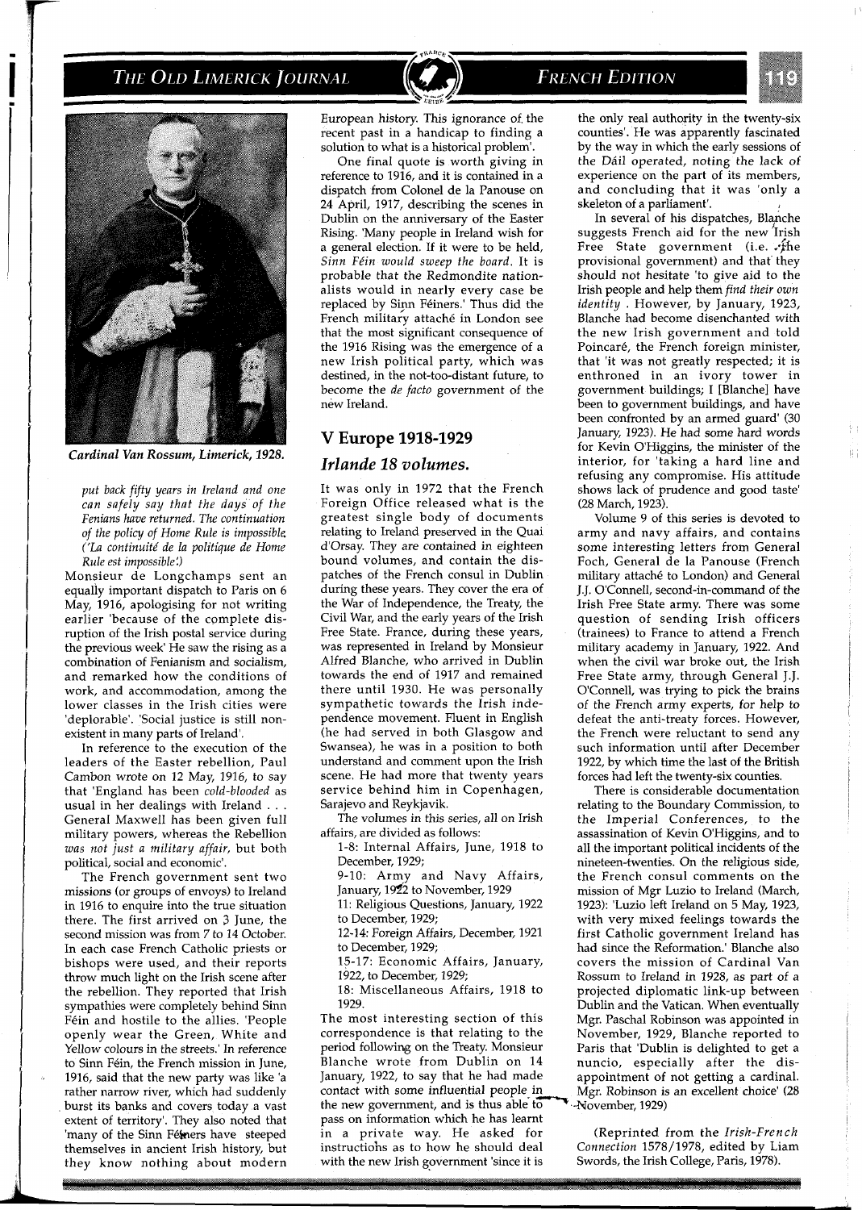*Cardinal Van Rossum, Limerick, 1928.*

*put back fifty years in Ireland and one can safely say that the days of the Fenians have returned. The continuation of the policy of Home Rule is impossible. ('La continuité de la politique de Home Rule est impossible'.)*

Monsieur de Longchamps sent an equally important dispatch to Paris on 6 May, 1916, apologising for not writing earlier 'because of the complete disruption of the Irish postal service during the previous week' He saw the rising as a combination of Fenianism and socialism, and remarked how the conditions of work, and accommodation, among the lower classes in the Irish cities were 'deplorable'. 'Social justice is still non-existent in many parts of Ireland'.

In reference to the execution of the leaders of the Easter rebellion, Paul Cambon wrote on 12 May, 1916, to say that 'England has been *cold-blooded* as usual in her dealings with Ireland . . . General Maxwell has been given full military powers, whereas the Rebellion *was not just a military affair*, but both political, social and economic'.

The French government sent two missions (or groups of envoys) to Ireland in 1916 to enquire into the true situation there. The first arrived on 3 June, the second mission was from 7 to 14 October. In each case French Catholic priests or bishops were used, and their reports throw much light on the Irish scene after the rebellion. They reported that Irish sympathies were completely behind Sinn Féin and hostile to the allies. 'People openly wear the Green, White and Yellow colours in the streets.' In reference to Sinn Féin, the French mission in June, 1916, said that the new party was like 'a rather narrow river, which had suddenly burst its banks and covers today a vast extent of territory'. They also noted that 'many of the Sinn Féiners have steeped themselves in ancient Irish history, but they know nothing about modern European history. This ignorance of the recent past in a handicap to finding a solution to what is a historical problem'.

One final quote is worth giving in reference to 1916, and it is contained in a dispatch from Colonel de la Panouse on 24 April, 1917, describing the scenes in Dublin on the anniversary of the Easter Rising. 'Many people in Ireland wish for a general election. If it were to be held, *Sinn Féin would sweep the board*. It is probable that the Redmondite nationalists would in nearly every case be replaced by Sinn Féiners.' Thus did the French military attaché in London see that the most significant consequence of the 1916 Rising was the emergence of a new Irish political party, which was destined, in the not-too-distant future, to become the *de facto* government of the new Ireland.

## V Europe 1918-1929

### *Irlande 18 volumes.*

It was only in 1972 that the French Foreign Office released what is the greatest single body of documents relating to Ireland preserved in the Quai d'Orsay. They are contained in eighteen bound volumes, and contain the dispatches of the French consul in Dublin during these years. They cover the era of the War of Independence, the Treaty, the Civil War, and the early years of the Irish Free State. France, during these years, was represented in Ireland by Monsieur Alfred Blanche, who arrived in Dublin towards the end of 1917 and remained there until 1930. He was personally sympathetic towards the Irish independence movement. Fluent in English (he had served in both Glasgow and Swansea), he was in a position to both understand and comment upon the Irish scene. He had more that twenty years service behind him in Copenhagen, Sarajevo and Reykjavik.

The volumes in this series, all on Irish affairs, are divided as follows:

1-8: Internal Affairs, June, 1918 to December, 1929;

9-10: Army and Navy Affairs, January, 1922 to November, 1929

11: Religious Questions, January, 1922 to December, 1929;

12-14: Foreign Affairs, December, 1921 to December, 1929;

15-17: Economic Affairs, January, 1922, to December, 1929;

18: Miscellaneous Affairs, 1918 to 1929.

The most interesting section of this correspondence is that relating to the period following on the Treaty. Monsieur Blanche wrote from Dublin on 14 January, 1922, to say that he had made contact with some influential people in the new government, and is thus able to pass on information which he has learnt in a private way. He asked for instructions as to how he should deal with the new Irish government 'since it is the only real authority in the twenty-six counties'. He was apparently fascinated by the way in which the early sessions of the Dáil operated, noting the lack of experience on the part of its members, and concluding that it was 'only a skeleton of a parliament'.

In several of his dispatches, Blanche suggests French aid for the new Irish Free State government (i.e. the provisional government) and that they should not hesitate 'to give aid to the Irish people and help them *find their own identity* . However, by January, 1923, Blanche had become disenchanted with the new Irish government and told Poincaré, the French foreign minister, that 'it was not greatly respected; it is enthroned in an ivory tower in government buildings; I [Blanche] have been to government buildings, and have been confronted by an armed guard' (30 January, 1923). He had some hard words for Kevin O'Higgins, the minister of the interior, for 'taking a hard line and refusing any compromise. His attitude shows lack of prudence and good taste' (28 March, 1923).

Volume 9 of this series is devoted to army and navy affairs, and contains some interesting letters from General Foch, General de la Panouse (French military attaché to London) and General J.J. O'Connell, second-in-command of the Irish Free State army. There was some question of sending Irish officers (trainees) to France to attend a French military academy in January, 1922. And when the civil war broke out, the Irish Free State army, through General J.J. O'Connell, was trying to pick the brains of the French army experts, for help to defeat the anti-treaty forces. However, the French were reluctant to send any such information until after December 1922, by which time the last of the British forces had left the twenty-six counties.

There is considerable documentation relating to the Boundary Commission, to the Imperial Conferences, to the assassination of Kevin O'Higgins, and to all the important political incidents of the nineteen-twenties. On the religious side, the French consul comments on the mission of Mgr Luzio to Ireland (March, 1923): 'Luzio left Ireland on 5 May, 1923, with very mixed feelings towards the first Catholic government Ireland has had since the Reformation.' Blanche also covers the mission of Cardinal Van Rossum to Ireland in 1928, as part of a projected diplomatic link-up between Dublin and the Vatican. When eventually Mgr. Paschal Robinson was appointed in November, 1929, Blanche reported to Paris that 'Dublin is delighted to get a nuncio, especially after the disappointment of not getting a cardinal. Mgr. Robinson is an excellent choice' (28 November, 1929)

(Reprinted from the *Irish-French Connection* 1578/1978, edited by Liam Swords, the Irish College, Paris, 1978).